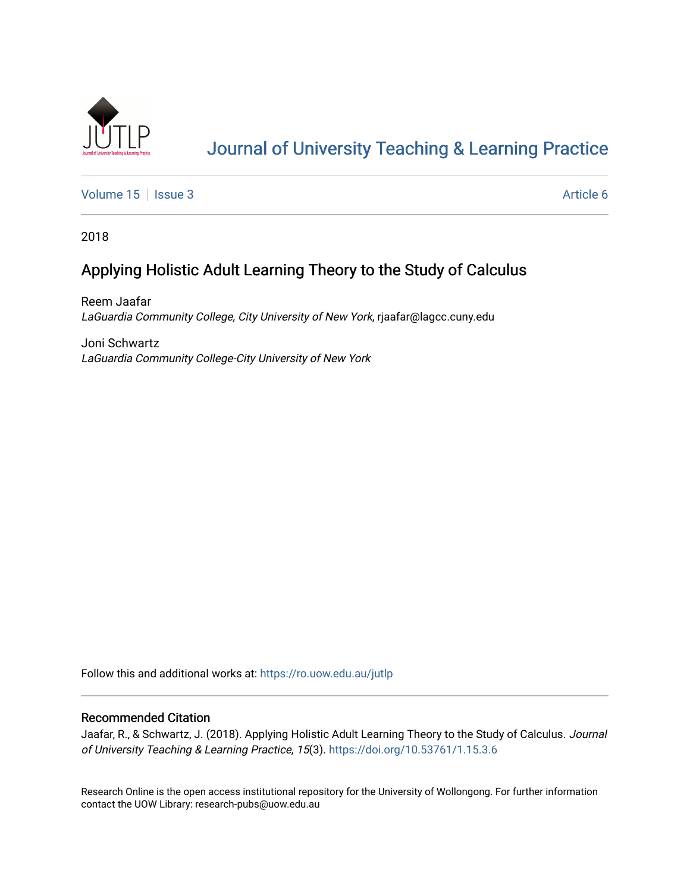# Journal of University Teaching & Learning Practice

Volume 15 | Issue 3 | Article 6

2018

## Applying Holistic Adult Learning Theory to the Study of Calculus

Reem Jaafar
*LaGuardia Community College, City University of New York*, rjaafar@lagcc.cuny.edu

Joni Schwartz
*LaGuardia Community College-City University of New York*

Follow this and additional works at: https://ro.uow.edu.au/jutlp

### Recommended Citation

Jaafar, R., & Schwartz, J. (2018). Applying Holistic Adult Learning Theory to the Study of Calculus. *Journal of University Teaching & Learning Practice, 15*(3). https://doi.org/10.53761/1.15.3.6

Research Online is the open access institutional repository for the University of Wollongong. For further information contact the UOW Library: research-pubs@uow.edu.au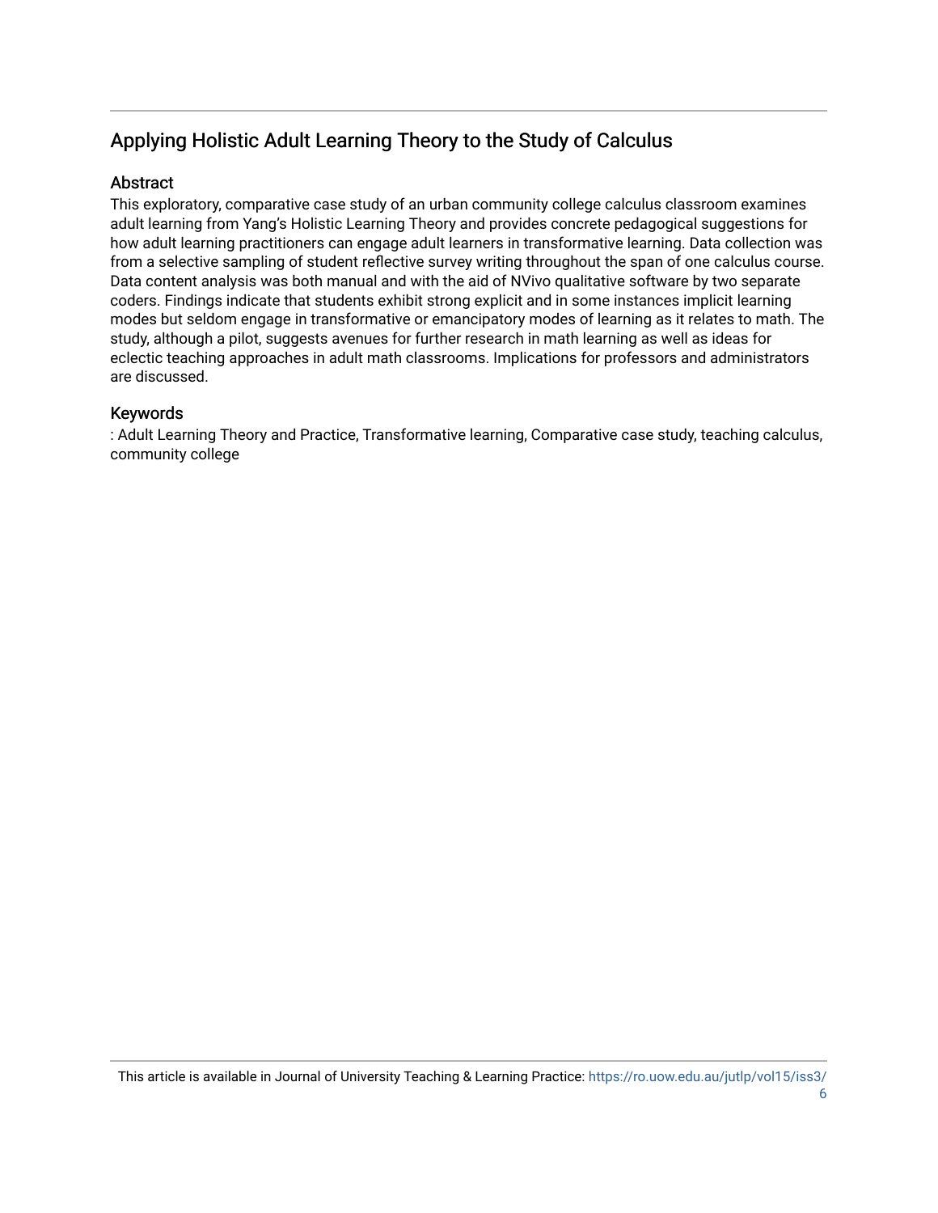## Applying Holistic Adult Learning Theory to the Study of Calculus

### Abstract

This exploratory, comparative case study of an urban community college calculus classroom examines adult learning from Yang's Holistic Learning Theory and provides concrete pedagogical suggestions for how adult learning practitioners can engage adult learners in transformative learning. Data collection was from a selective sampling of student reflective survey writing throughout the span of one calculus course. Data content analysis was both manual and with the aid of NVivo qualitative software by two separate coders. Findings indicate that students exhibit strong explicit and in some instances implicit learning modes but seldom engage in transformative or emancipatory modes of learning as it relates to math. The study, although a pilot, suggests avenues for further research in math learning as well as ideas for eclectic teaching approaches in adult math classrooms. Implications for professors and administrators are discussed.

### Keywords

: Adult Learning Theory and Practice, Transformative learning, Comparative case study, teaching calculus, community college

This article is available in Journal of University Teaching & Learning Practice: https://ro.uow.edu.au/jutlp/vol15/iss3/6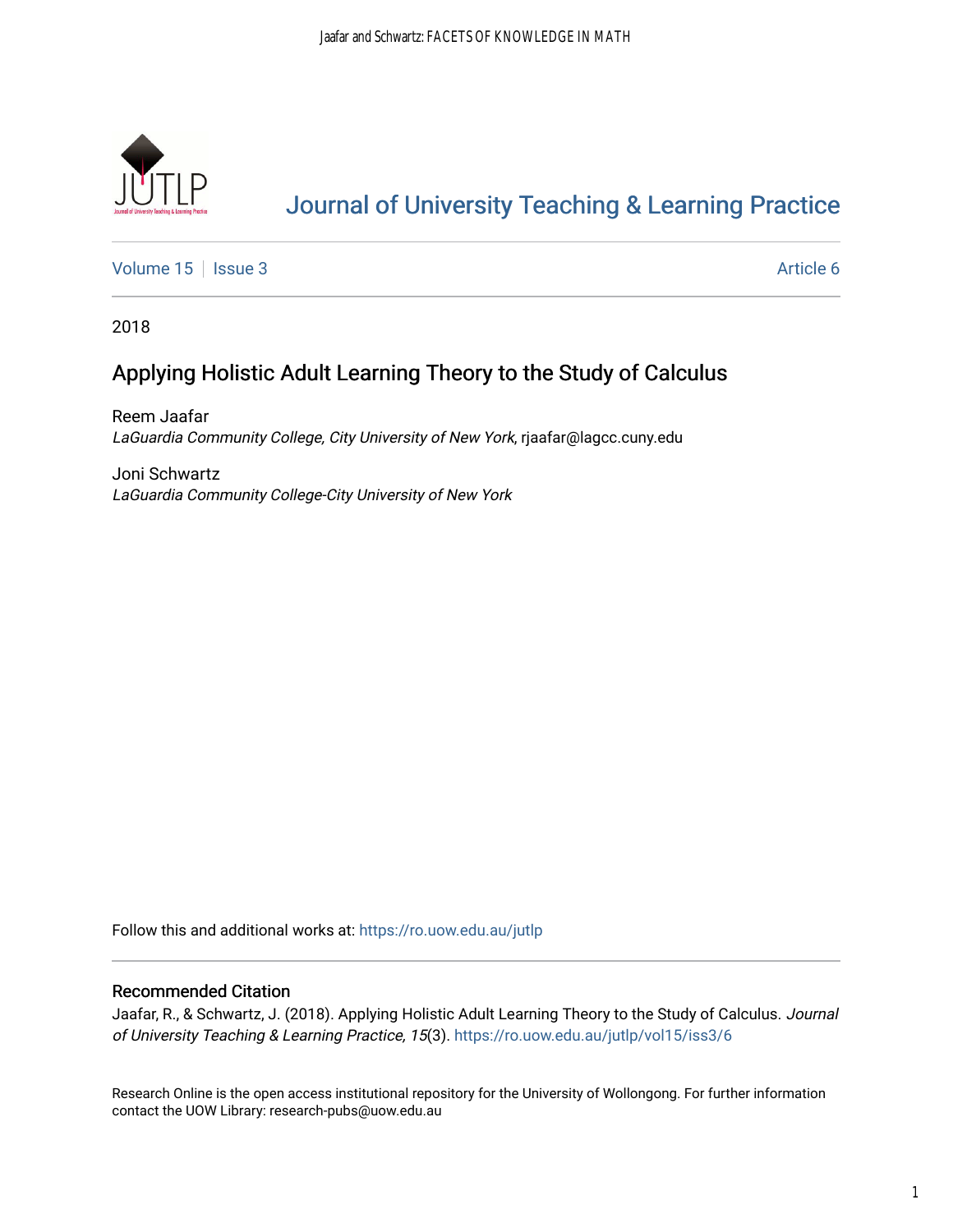# Journal of University Teaching & Learning Practice

Volume 15 | Issue 3 Article 6

2018

## Applying Holistic Adult Learning Theory to the Study of Calculus

Reem Jaafar
*LaGuardia Community College, City University of New York*, rjaafar@lagcc.cuny.edu

Joni Schwartz
*LaGuardia Community College-City University of New York*

Follow this and additional works at: https://ro.uow.edu.au/jutlp

### Recommended Citation

Jaafar, R., & Schwartz, J. (2018). Applying Holistic Adult Learning Theory to the Study of Calculus. *Journal of University Teaching & Learning Practice, 15*(3). https://ro.uow.edu.au/jutlp/vol15/iss3/6

Research Online is the open access institutional repository for the University of Wollongong. For further information contact the UOW Library: research-pubs@uow.edu.au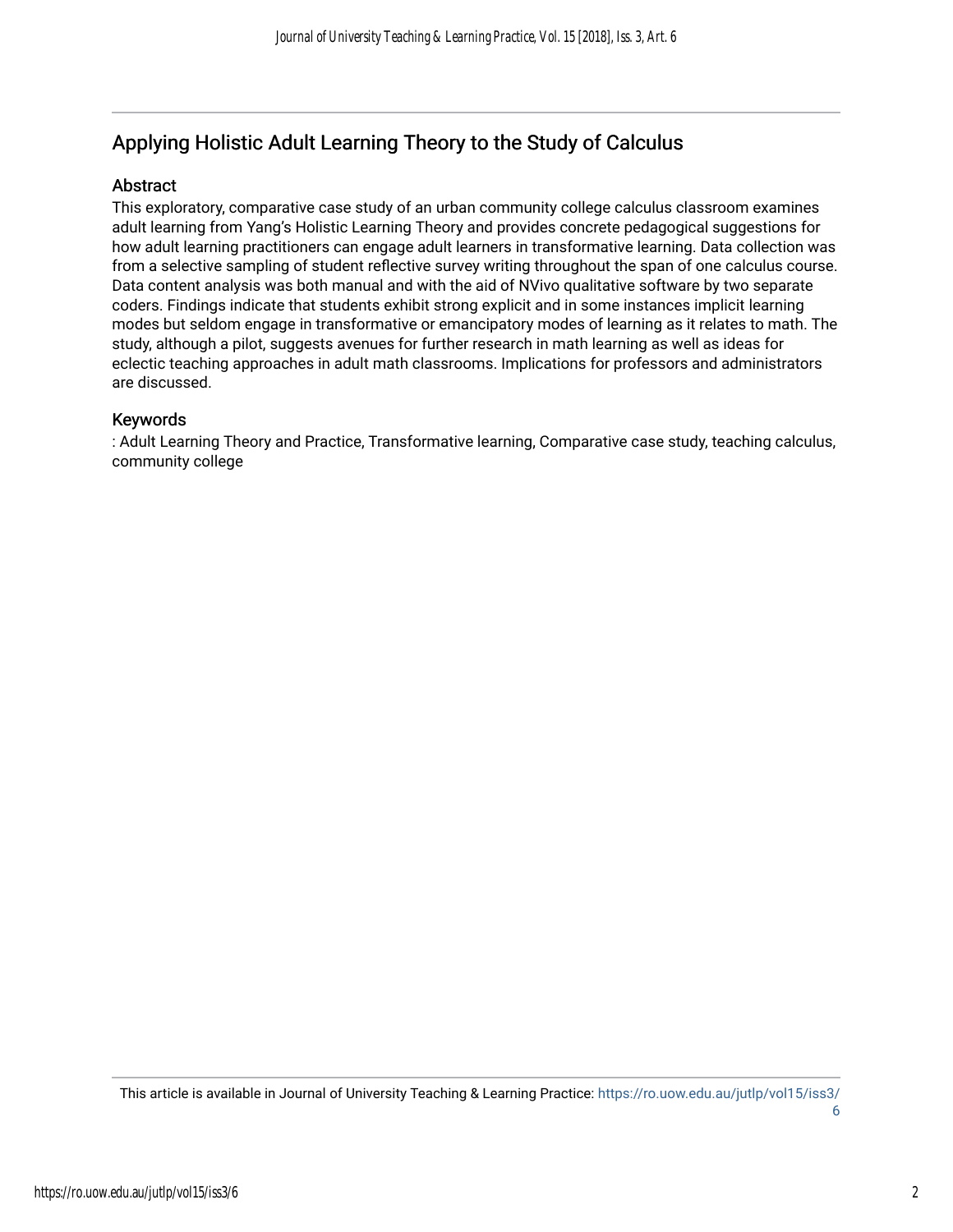## Applying Holistic Adult Learning Theory to the Study of Calculus

### Abstract

This exploratory, comparative case study of an urban community college calculus classroom examines adult learning from Yang's Holistic Learning Theory and provides concrete pedagogical suggestions for how adult learning practitioners can engage adult learners in transformative learning. Data collection was from a selective sampling of student reflective survey writing throughout the span of one calculus course. Data content analysis was both manual and with the aid of NVivo qualitative software by two separate coders. Findings indicate that students exhibit strong explicit and in some instances implicit learning modes but seldom engage in transformative or emancipatory modes of learning as it relates to math. The study, although a pilot, suggests avenues for further research in math learning as well as ideas for eclectic teaching approaches in adult math classrooms. Implications for professors and administrators are discussed.

### Keywords

: Adult Learning Theory and Practice, Transformative learning, Comparative case study, teaching calculus, community college

This article is available in Journal of University Teaching & Learning Practice: https://ro.uow.edu.au/jutlp/vol15/iss3/6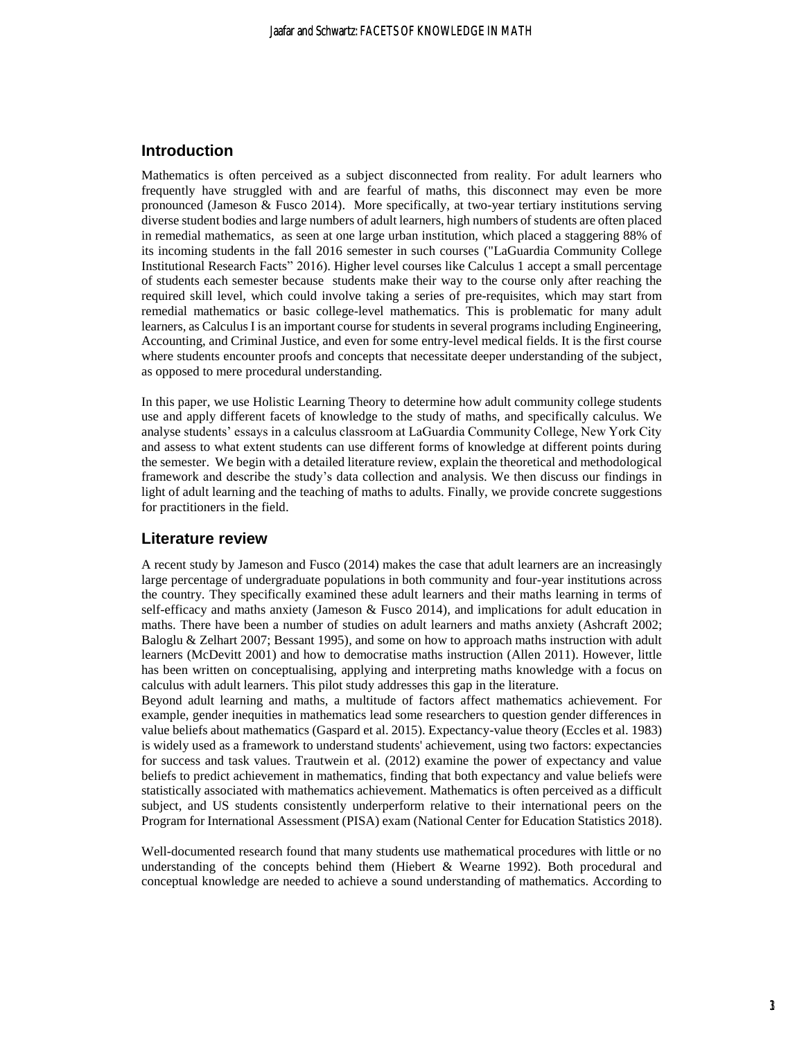## Introduction

Mathematics is often perceived as a subject disconnected from reality. For adult learners who frequently have struggled with and are fearful of maths, this disconnect may even be more pronounced (Jameson & Fusco 2014). More specifically, at two-year tertiary institutions serving diverse student bodies and large numbers of adult learners, high numbers of students are often placed in remedial mathematics, as seen at one large urban institution, which placed a staggering 88% of its incoming students in the fall 2016 semester in such courses ("LaGuardia Community College Institutional Research Facts" 2016). Higher level courses like Calculus 1 accept a small percentage of students each semester because students make their way to the course only after reaching the required skill level, which could involve taking a series of pre-requisites, which may start from remedial mathematics or basic college-level mathematics. This is problematic for many adult learners, as Calculus I is an important course for students in several programs including Engineering, Accounting, and Criminal Justice, and even for some entry-level medical fields. It is the first course where students encounter proofs and concepts that necessitate deeper understanding of the subject, as opposed to mere procedural understanding.

In this paper, we use Holistic Learning Theory to determine how adult community college students use and apply different facets of knowledge to the study of maths, and specifically calculus. We analyse students' essays in a calculus classroom at LaGuardia Community College, New York City and assess to what extent students can use different forms of knowledge at different points during the semester. We begin with a detailed literature review, explain the theoretical and methodological framework and describe the study's data collection and analysis. We then discuss our findings in light of adult learning and the teaching of maths to adults. Finally, we provide concrete suggestions for practitioners in the field.

## Literature review

A recent study by Jameson and Fusco (2014) makes the case that adult learners are an increasingly large percentage of undergraduate populations in both community and four-year institutions across the country. They specifically examined these adult learners and their maths learning in terms of self-efficacy and maths anxiety (Jameson & Fusco 2014), and implications for adult education in maths. There have been a number of studies on adult learners and maths anxiety (Ashcraft 2002; Baloglu & Zelhart 2007; Bessant 1995), and some on how to approach maths instruction with adult learners (McDevitt 2001) and how to democratise maths instruction (Allen 2011). However, little has been written on conceptualising, applying and interpreting maths knowledge with a focus on calculus with adult learners. This pilot study addresses this gap in the literature.

Beyond adult learning and maths, a multitude of factors affect mathematics achievement. For example, gender inequities in mathematics lead some researchers to question gender differences in value beliefs about mathematics (Gaspard et al. 2015). Expectancy-value theory (Eccles et al. 1983) is widely used as a framework to understand students' achievement, using two factors: expectancies for success and task values. Trautwein et al. (2012) examine the power of expectancy and value beliefs to predict achievement in mathematics, finding that both expectancy and value beliefs were statistically associated with mathematics achievement. Mathematics is often perceived as a difficult subject, and US students consistently underperform relative to their international peers on the Program for International Assessment (PISA) exam (National Center for Education Statistics 2018).

Well-documented research found that many students use mathematical procedures with little or no understanding of the concepts behind them (Hiebert & Wearne 1992). Both procedural and conceptual knowledge are needed to achieve a sound understanding of mathematics. According to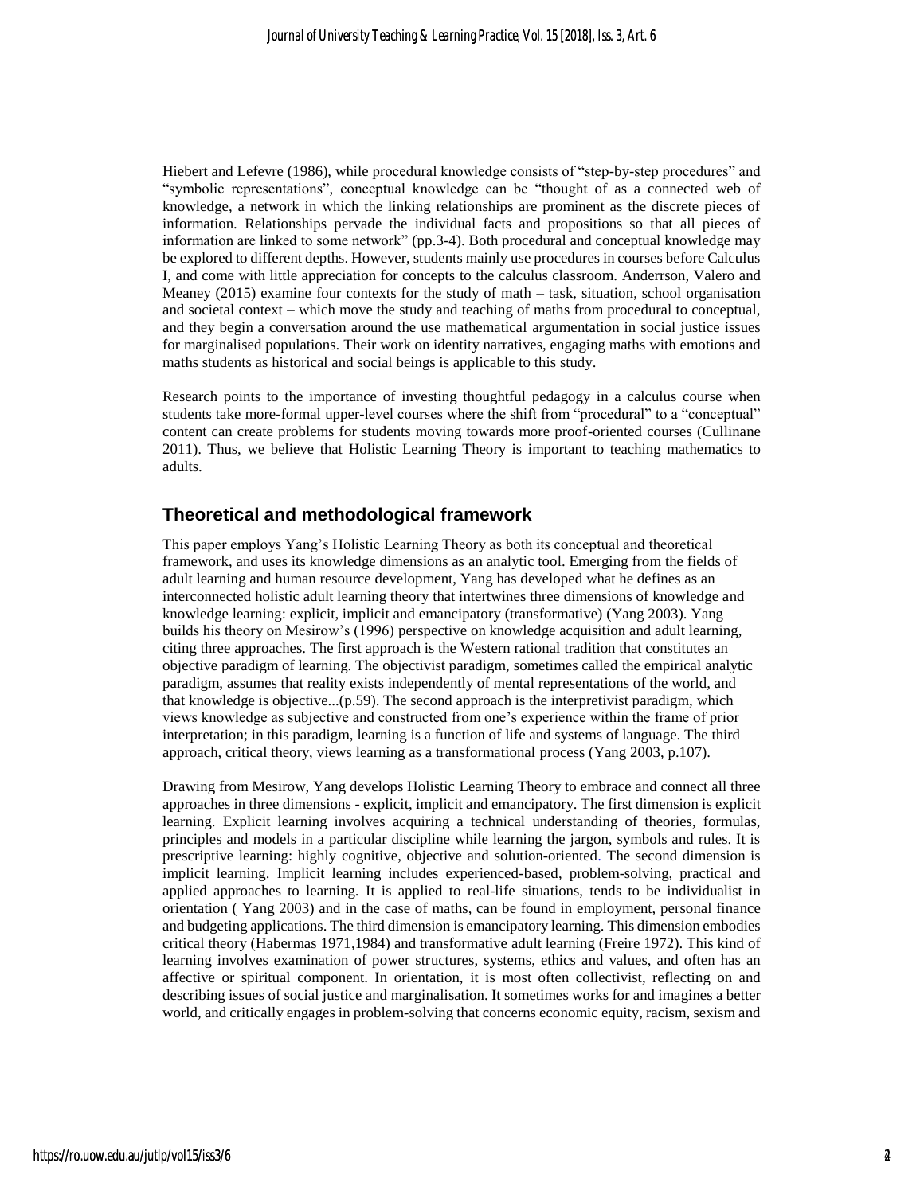Hiebert and Lefevre (1986), while procedural knowledge consists of "step-by-step procedures" and "symbolic representations", conceptual knowledge can be "thought of as a connected web of knowledge, a network in which the linking relationships are prominent as the discrete pieces of information. Relationships pervade the individual facts and propositions so that all pieces of information are linked to some network" (pp.3-4). Both procedural and conceptual knowledge may be explored to different depths. However, students mainly use procedures in courses before Calculus I, and come with little appreciation for concepts to the calculus classroom. Anderrson, Valero and Meaney (2015) examine four contexts for the study of math – task, situation, school organisation and societal context – which move the study and teaching of maths from procedural to conceptual, and they begin a conversation around the use mathematical argumentation in social justice issues for marginalised populations. Their work on identity narratives, engaging maths with emotions and maths students as historical and social beings is applicable to this study.

Research points to the importance of investing thoughtful pedagogy in a calculus course when students take more-formal upper-level courses where the shift from "procedural" to a "conceptual" content can create problems for students moving towards more proof-oriented courses (Cullinane 2011). Thus, we believe that Holistic Learning Theory is important to teaching mathematics to adults.

## Theoretical and methodological framework

This paper employs Yang's Holistic Learning Theory as both its conceptual and theoretical framework, and uses its knowledge dimensions as an analytic tool. Emerging from the fields of adult learning and human resource development, Yang has developed what he defines as an interconnected holistic adult learning theory that intertwines three dimensions of knowledge and knowledge learning: explicit, implicit and emancipatory (transformative) (Yang 2003). Yang builds his theory on Mesirow's (1996) perspective on knowledge acquisition and adult learning, citing three approaches. The first approach is the Western rational tradition that constitutes an objective paradigm of learning. The objectivist paradigm, sometimes called the empirical analytic paradigm, assumes that reality exists independently of mental representations of the world, and that knowledge is objective...(p.59). The second approach is the interpretivist paradigm, which views knowledge as subjective and constructed from one's experience within the frame of prior interpretation; in this paradigm, learning is a function of life and systems of language. The third approach, critical theory, views learning as a transformational process (Yang 2003, p.107).

Drawing from Mesirow, Yang develops Holistic Learning Theory to embrace and connect all three approaches in three dimensions - explicit, implicit and emancipatory. The first dimension is explicit learning. Explicit learning involves acquiring a technical understanding of theories, formulas, principles and models in a particular discipline while learning the jargon, symbols and rules. It is prescriptive learning: highly cognitive, objective and solution-oriented. The second dimension is implicit learning. Implicit learning includes experienced-based, problem-solving, practical and applied approaches to learning. It is applied to real-life situations, tends to be individualist in orientation ( Yang 2003) and in the case of maths, can be found in employment, personal finance and budgeting applications. The third dimension is emancipatory learning. This dimension embodies critical theory (Habermas 1971,1984) and transformative adult learning (Freire 1972). This kind of learning involves examination of power structures, systems, ethics and values, and often has an affective or spiritual component. In orientation, it is most often collectivist, reflecting on and describing issues of social justice and marginalisation. It sometimes works for and imagines a better world, and critically engages in problem-solving that concerns economic equity, racism, sexism and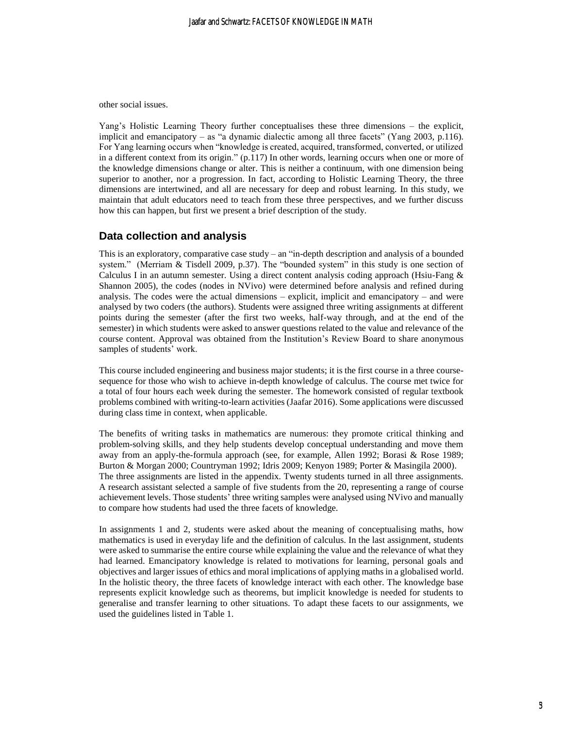other social issues.

Yang's Holistic Learning Theory further conceptualises these three dimensions – the explicit, implicit and emancipatory – as "a dynamic dialectic among all three facets" (Yang 2003, p.116). For Yang learning occurs when "knowledge is created, acquired, transformed, converted, or utilized in a different context from its origin." (p.117) In other words, learning occurs when one or more of the knowledge dimensions change or alter. This is neither a continuum, with one dimension being superior to another, nor a progression. In fact, according to Holistic Learning Theory, the three dimensions are intertwined, and all are necessary for deep and robust learning. In this study, we maintain that adult educators need to teach from these three perspectives, and we further discuss how this can happen, but first we present a brief description of the study.

## Data collection and analysis

This is an exploratory, comparative case study – an "in-depth description and analysis of a bounded system." (Merriam & Tisdell 2009, p.37). The "bounded system" in this study is one section of Calculus I in an autumn semester. Using a direct content analysis coding approach (Hsiu-Fang & Shannon 2005), the codes (nodes in NVivo) were determined before analysis and refined during analysis. The codes were the actual dimensions – explicit, implicit and emancipatory – and were analysed by two coders (the authors). Students were assigned three writing assignments at different points during the semester (after the first two weeks, half-way through, and at the end of the semester) in which students were asked to answer questions related to the value and relevance of the course content. Approval was obtained from the Institution's Review Board to share anonymous samples of students' work.

This course included engineering and business major students; it is the first course in a three course-sequence for those who wish to achieve in-depth knowledge of calculus. The course met twice for a total of four hours each week during the semester. The homework consisted of regular textbook problems combined with writing-to-learn activities (Jaafar 2016). Some applications were discussed during class time in context, when applicable.

The benefits of writing tasks in mathematics are numerous: they promote critical thinking and problem-solving skills, and they help students develop conceptual understanding and move them away from an apply-the-formula approach (see, for example, Allen 1992; Borasi & Rose 1989; Burton & Morgan 2000; Countryman 1992; Idris 2009; Kenyon 1989; Porter & Masingila 2000). The three assignments are listed in the appendix. Twenty students turned in all three assignments. A research assistant selected a sample of five students from the 20, representing a range of course achievement levels. Those students' three writing samples were analysed using NVivo and manually to compare how students had used the three facets of knowledge.

In assignments 1 and 2, students were asked about the meaning of conceptualising maths, how mathematics is used in everyday life and the definition of calculus. In the last assignment, students were asked to summarise the entire course while explaining the value and the relevance of what they had learned. Emancipatory knowledge is related to motivations for learning, personal goals and objectives and larger issues of ethics and moral implications of applying maths in a globalised world. In the holistic theory, the three facets of knowledge interact with each other. The knowledge base represents explicit knowledge such as theorems, but implicit knowledge is needed for students to generalise and transfer learning to other situations. To adapt these facets to our assignments, we used the guidelines listed in Table 1.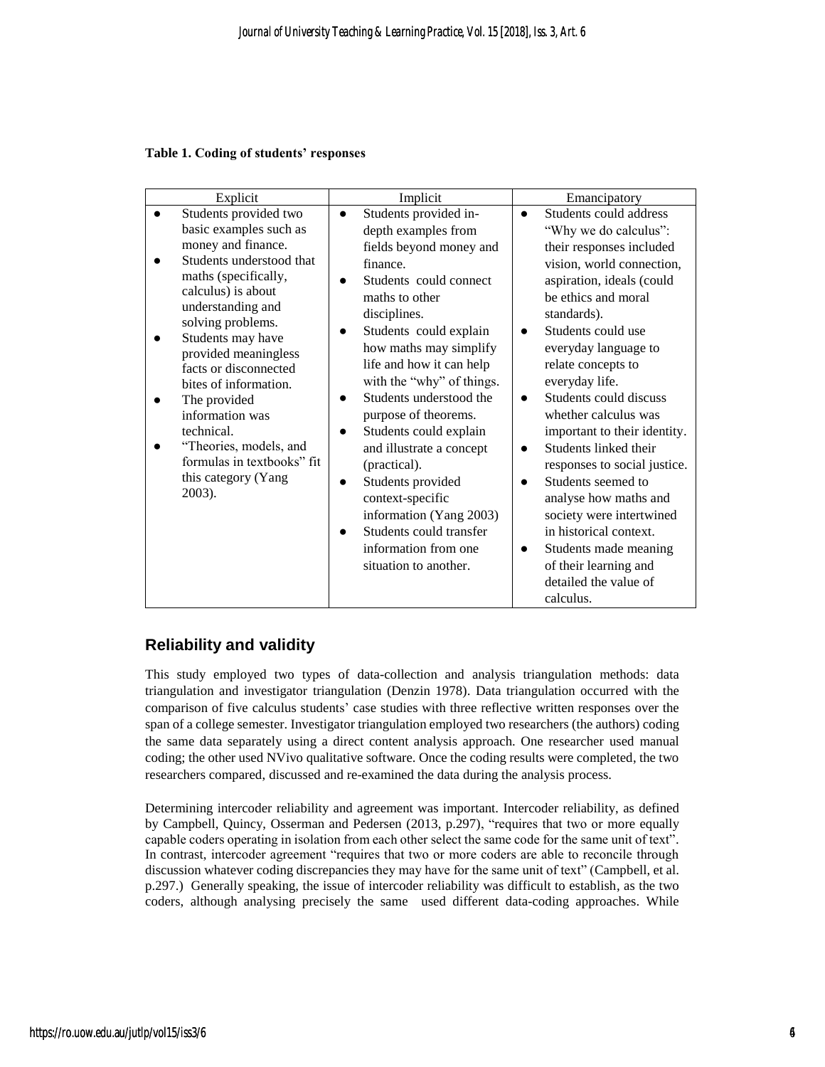**Table 1. Coding of students' responses**

| Explicit | Implicit | Emancipatory |
|---|---|---|
| • Students provided two basic examples such as money and finance.<br>• Students understood that maths (specifically, calculus) is about understanding and solving problems.<br>• Students may have provided meaningless facts or disconnected bites of information.<br>• The provided information was technical.<br>• "Theories, models, and formulas in textbooks" fit this category (Yang 2003). | • Students provided in-depth examples from fields beyond money and finance.<br>• Students could connect maths to other disciplines.<br>• Students could explain how maths may simplify life and how it can help with the "why" of things.<br>• Students understood the purpose of theorems.<br>• Students could explain and illustrate a concept (practical).<br>• Students provided context-specific information (Yang 2003)<br>• Students could transfer information from one situation to another. | • Students could address "Why we do calculus": their responses included vision, world connection, aspiration, ideals (could be ethics and moral standards).<br>• Students could use everyday language to relate concepts to everyday life.<br>• Students could discuss whether calculus was important to their identity.<br>• Students linked their responses to social justice.<br>• Students seemed to analyse how maths and society were intertwined in historical context.<br>• Students made meaning of their learning and detailed the value of calculus. |

## Reliability and validity

This study employed two types of data-collection and analysis triangulation methods: data triangulation and investigator triangulation (Denzin 1978). Data triangulation occurred with the comparison of five calculus students' case studies with three reflective written responses over the span of a college semester. Investigator triangulation employed two researchers (the authors) coding the same data separately using a direct content analysis approach. One researcher used manual coding; the other used NVivo qualitative software. Once the coding results were completed, the two researchers compared, discussed and re-examined the data during the analysis process.

Determining intercoder reliability and agreement was important. Intercoder reliability, as defined by Campbell, Quincy, Osserman and Pedersen (2013, p.297), "requires that two or more equally capable coders operating in isolation from each other select the same code for the same unit of text". In contrast, intercoder agreement "requires that two or more coders are able to reconcile through discussion whatever coding discrepancies they may have for the same unit of text" (Campbell, et al. p.297.) Generally speaking, the issue of intercoder reliability was difficult to establish, as the two coders, although analysing precisely the same used different data-coding approaches. While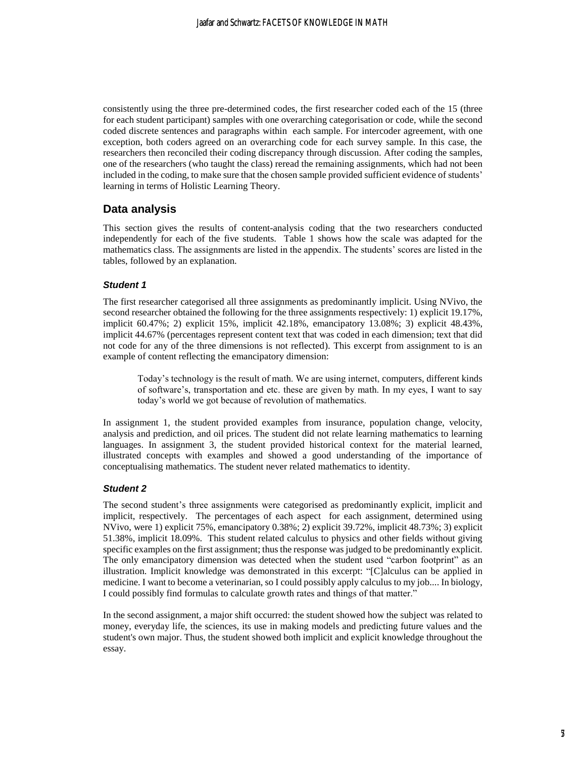consistently using the three pre-determined codes, the first researcher coded each of the 15 (three for each student participant) samples with one overarching categorisation or code, while the second coded discrete sentences and paragraphs within each sample. For intercoder agreement, with one exception, both coders agreed on an overarching code for each survey sample. In this case, the researchers then reconciled their coding discrepancy through discussion. After coding the samples, one of the researchers (who taught the class) reread the remaining assignments, which had not been included in the coding, to make sure that the chosen sample provided sufficient evidence of students' learning in terms of Holistic Learning Theory.

## Data analysis

This section gives the results of content-analysis coding that the two researchers conducted independently for each of the five students. Table 1 shows how the scale was adapted for the mathematics class. The assignments are listed in the appendix. The students' scores are listed in the tables, followed by an explanation.

### *Student 1*

The first researcher categorised all three assignments as predominantly implicit. Using NVivo, the second researcher obtained the following for the three assignments respectively: 1) explicit 19.17%, implicit 60.47%; 2) explicit 15%, implicit 42.18%, emancipatory 13.08%; 3) explicit 48.43%, implicit 44.67% (percentages represent content text that was coded in each dimension; text that did not code for any of the three dimensions is not reflected). This excerpt from assignment to is an example of content reflecting the emancipatory dimension:

> Today's technology is the result of math. We are using internet, computers, different kinds of software's, transportation and etc. these are given by math. In my eyes, I want to say today's world we got because of revolution of mathematics.

In assignment 1, the student provided examples from insurance, population change, velocity, analysis and prediction, and oil prices. The student did not relate learning mathematics to learning languages. In assignment 3, the student provided historical context for the material learned, illustrated concepts with examples and showed a good understanding of the importance of conceptualising mathematics. The student never related mathematics to identity.

### *Student 2*

The second student's three assignments were categorised as predominantly explicit, implicit and implicit, respectively. The percentages of each aspect for each assignment, determined using NVivo, were 1) explicit 75%, emancipatory 0.38%; 2) explicit 39.72%, implicit 48.73%; 3) explicit 51.38%, implicit 18.09%. This student related calculus to physics and other fields without giving specific examples on the first assignment; thus the response was judged to be predominantly explicit. The only emancipatory dimension was detected when the student used "carbon footprint" as an illustration. Implicit knowledge was demonstrated in this excerpt: "[C]alculus can be applied in medicine. I want to become a veterinarian, so I could possibly apply calculus to my job.... In biology, I could possibly find formulas to calculate growth rates and things of that matter."

In the second assignment, a major shift occurred: the student showed how the subject was related to money, everyday life, the sciences, its use in making models and predicting future values and the student's own major. Thus, the student showed both implicit and explicit knowledge throughout the essay.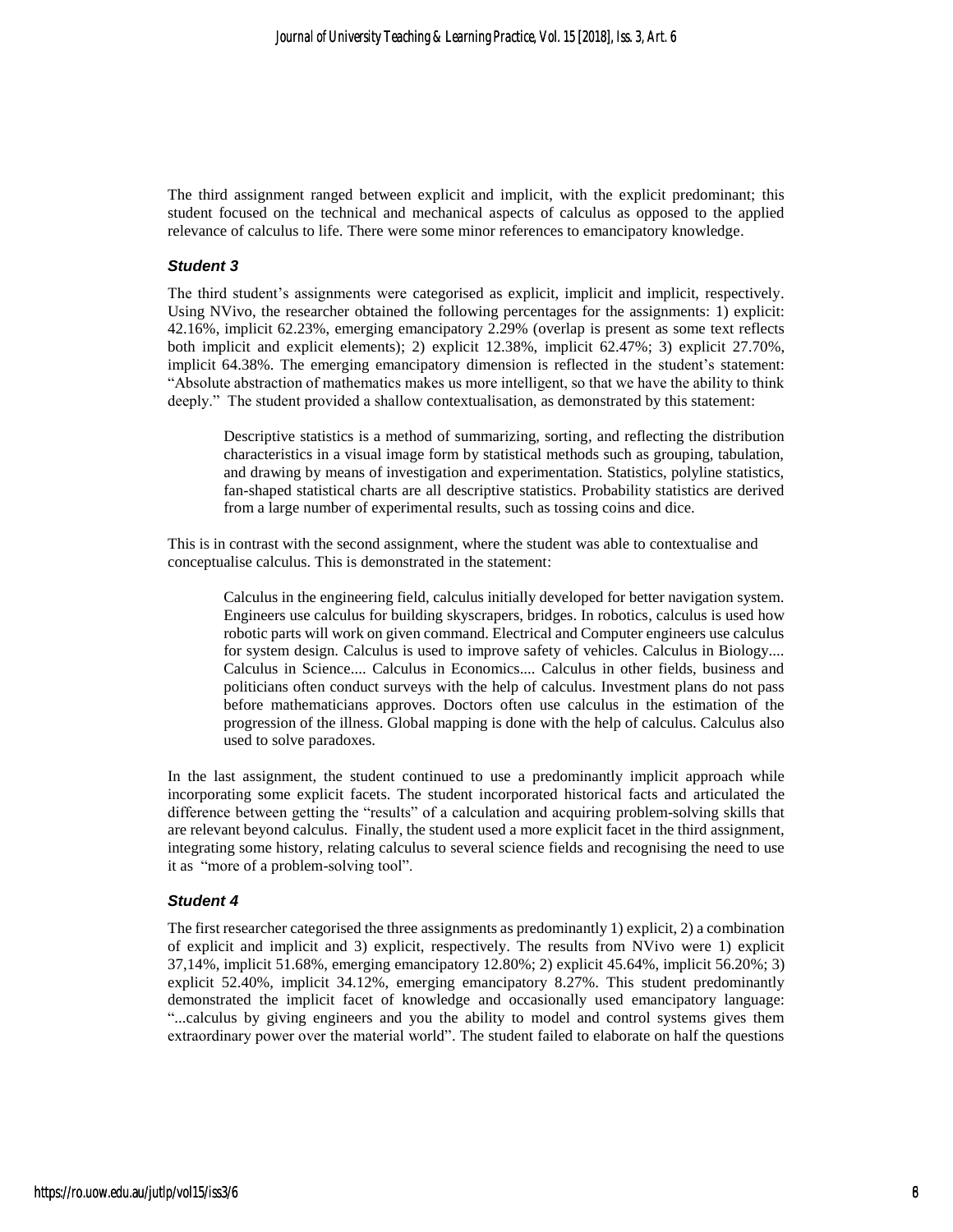The third assignment ranged between explicit and implicit, with the explicit predominant; this student focused on the technical and mechanical aspects of calculus as opposed to the applied relevance of calculus to life. There were some minor references to emancipatory knowledge.

### *Student 3*

The third student's assignments were categorised as explicit, implicit and implicit, respectively. Using NVivo, the researcher obtained the following percentages for the assignments: 1) explicit: 42.16%, implicit 62.23%, emerging emancipatory 2.29% (overlap is present as some text reflects both implicit and explicit elements); 2) explicit 12.38%, implicit 62.47%; 3) explicit 27.70%, implicit 64.38%. The emerging emancipatory dimension is reflected in the student's statement: "Absolute abstraction of mathematics makes us more intelligent, so that we have the ability to think deeply." The student provided a shallow contextualisation, as demonstrated by this statement:

> Descriptive statistics is a method of summarizing, sorting, and reflecting the distribution characteristics in a visual image form by statistical methods such as grouping, tabulation, and drawing by means of investigation and experimentation. Statistics, polyline statistics, fan-shaped statistical charts are all descriptive statistics. Probability statistics are derived from a large number of experimental results, such as tossing coins and dice.

This is in contrast with the second assignment, where the student was able to contextualise and conceptualise calculus. This is demonstrated in the statement:

> Calculus in the engineering field, calculus initially developed for better navigation system. Engineers use calculus for building skyscrapers, bridges. In robotics, calculus is used how robotic parts will work on given command. Electrical and Computer engineers use calculus for system design. Calculus is used to improve safety of vehicles. Calculus in Biology.... Calculus in Science.... Calculus in Economics.... Calculus in other fields, business and politicians often conduct surveys with the help of calculus. Investment plans do not pass before mathematicians approves. Doctors often use calculus in the estimation of the progression of the illness. Global mapping is done with the help of calculus. Calculus also used to solve paradoxes.

In the last assignment, the student continued to use a predominantly implicit approach while incorporating some explicit facets. The student incorporated historical facts and articulated the difference between getting the "results" of a calculation and acquiring problem-solving skills that are relevant beyond calculus. Finally, the student used a more explicit facet in the third assignment, integrating some history, relating calculus to several science fields and recognising the need to use it as "more of a problem-solving tool".

### *Student 4*

The first researcher categorised the three assignments as predominantly 1) explicit, 2) a combination of explicit and implicit and 3) explicit, respectively. The results from NVivo were 1) explicit 37,14%, implicit 51.68%, emerging emancipatory 12.80%; 2) explicit 45.64%, implicit 56.20%; 3) explicit 52.40%, implicit 34.12%, emerging emancipatory 8.27%. This student predominantly demonstrated the implicit facet of knowledge and occasionally used emancipatory language: "...calculus by giving engineers and you the ability to model and control systems gives them extraordinary power over the material world". The student failed to elaborate on half the questions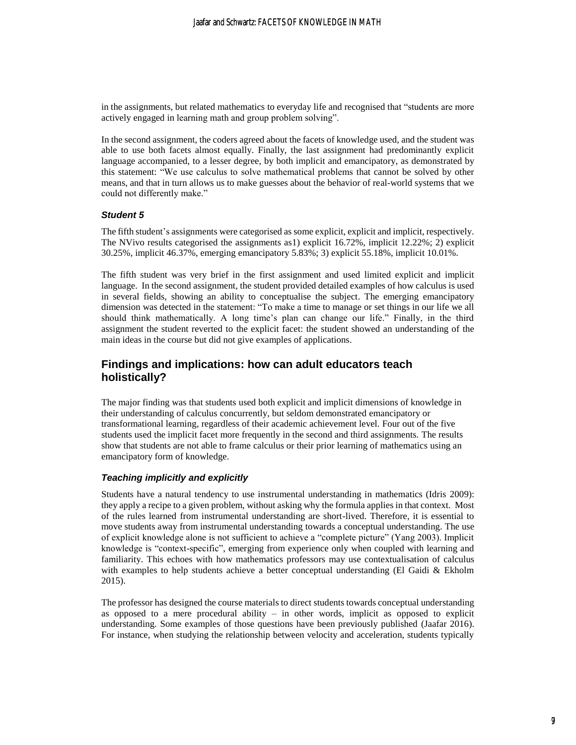in the assignments, but related mathematics to everyday life and recognised that "students are more actively engaged in learning math and group problem solving".

In the second assignment, the coders agreed about the facets of knowledge used, and the student was able to use both facets almost equally. Finally, the last assignment had predominantly explicit language accompanied, to a lesser degree, by both implicit and emancipatory, as demonstrated by this statement: "We use calculus to solve mathematical problems that cannot be solved by other means, and that in turn allows us to make guesses about the behavior of real-world systems that we could not differently make."

### *Student 5*

The fifth student's assignments were categorised as some explicit, explicit and implicit, respectively. The NVivo results categorised the assignments as1) explicit 16.72%, implicit 12.22%; 2) explicit 30.25%, implicit 46.37%, emerging emancipatory 5.83%; 3) explicit 55.18%, implicit 10.01%.

The fifth student was very brief in the first assignment and used limited explicit and implicit language. In the second assignment, the student provided detailed examples of how calculus is used in several fields, showing an ability to conceptualise the subject. The emerging emancipatory dimension was detected in the statement: "To make a time to manage or set things in our life we all should think mathematically. A long time's plan can change our life." Finally, in the third assignment the student reverted to the explicit facet: the student showed an understanding of the main ideas in the course but did not give examples of applications.

## Findings and implications: how can adult educators teach holistically?

The major finding was that students used both explicit and implicit dimensions of knowledge in their understanding of calculus concurrently, but seldom demonstrated emancipatory or transformational learning, regardless of their academic achievement level. Four out of the five students used the implicit facet more frequently in the second and third assignments. The results show that students are not able to frame calculus or their prior learning of mathematics using an emancipatory form of knowledge.

### *Teaching implicitly and explicitly*

Students have a natural tendency to use instrumental understanding in mathematics (Idris 2009): they apply a recipe to a given problem, without asking why the formula applies in that context. Most of the rules learned from instrumental understanding are short-lived. Therefore, it is essential to move students away from instrumental understanding towards a conceptual understanding. The use of explicit knowledge alone is not sufficient to achieve a "complete picture" (Yang 2003). Implicit knowledge is "context-specific", emerging from experience only when coupled with learning and familiarity. This echoes with how mathematics professors may use contextualisation of calculus with examples to help students achieve a better conceptual understanding (El Gaidi & Ekholm 2015).

The professor has designed the course materials to direct students towards conceptual understanding as opposed to a mere procedural ability – in other words, implicit as opposed to explicit understanding. Some examples of those questions have been previously published (Jaafar 2016). For instance, when studying the relationship between velocity and acceleration, students typically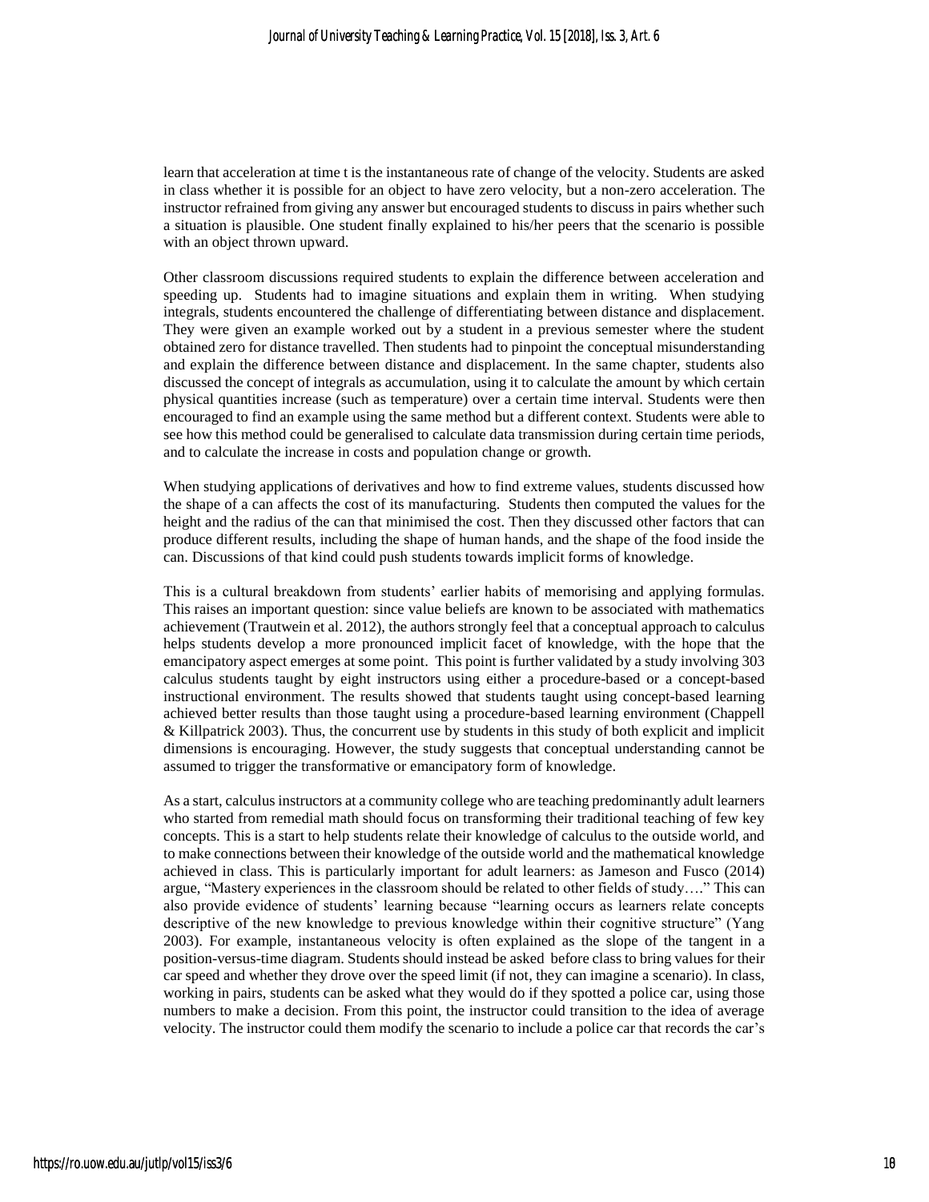learn that acceleration at time t is the instantaneous rate of change of the velocity. Students are asked in class whether it is possible for an object to have zero velocity, but a non-zero acceleration. The instructor refrained from giving any answer but encouraged students to discuss in pairs whether such a situation is plausible. One student finally explained to his/her peers that the scenario is possible with an object thrown upward.

Other classroom discussions required students to explain the difference between acceleration and speeding up. Students had to imagine situations and explain them in writing. When studying integrals, students encountered the challenge of differentiating between distance and displacement. They were given an example worked out by a student in a previous semester where the student obtained zero for distance travelled. Then students had to pinpoint the conceptual misunderstanding and explain the difference between distance and displacement. In the same chapter, students also discussed the concept of integrals as accumulation, using it to calculate the amount by which certain physical quantities increase (such as temperature) over a certain time interval. Students were then encouraged to find an example using the same method but a different context. Students were able to see how this method could be generalised to calculate data transmission during certain time periods, and to calculate the increase in costs and population change or growth.

When studying applications of derivatives and how to find extreme values, students discussed how the shape of a can affects the cost of its manufacturing. Students then computed the values for the height and the radius of the can that minimised the cost. Then they discussed other factors that can produce different results, including the shape of human hands, and the shape of the food inside the can. Discussions of that kind could push students towards implicit forms of knowledge.

This is a cultural breakdown from students' earlier habits of memorising and applying formulas. This raises an important question: since value beliefs are known to be associated with mathematics achievement (Trautwein et al. 2012), the authors strongly feel that a conceptual approach to calculus helps students develop a more pronounced implicit facet of knowledge, with the hope that the emancipatory aspect emerges at some point. This point is further validated by a study involving 303 calculus students taught by eight instructors using either a procedure-based or a concept-based instructional environment. The results showed that students taught using concept-based learning achieved better results than those taught using a procedure-based learning environment (Chappell & Killpatrick 2003). Thus, the concurrent use by students in this study of both explicit and implicit dimensions is encouraging. However, the study suggests that conceptual understanding cannot be assumed to trigger the transformative or emancipatory form of knowledge.

As a start, calculus instructors at a community college who are teaching predominantly adult learners who started from remedial math should focus on transforming their traditional teaching of few key concepts. This is a start to help students relate their knowledge of calculus to the outside world, and to make connections between their knowledge of the outside world and the mathematical knowledge achieved in class. This is particularly important for adult learners: as Jameson and Fusco (2014) argue, "Mastery experiences in the classroom should be related to other fields of study…." This can also provide evidence of students' learning because "learning occurs as learners relate concepts descriptive of the new knowledge to previous knowledge within their cognitive structure" (Yang 2003). For example, instantaneous velocity is often explained as the slope of the tangent in a position-versus-time diagram. Students should instead be asked before class to bring values for their car speed and whether they drove over the speed limit (if not, they can imagine a scenario). In class, working in pairs, students can be asked what they would do if they spotted a police car, using those numbers to make a decision. From this point, the instructor could transition to the idea of average velocity. The instructor could them modify the scenario to include a police car that records the car's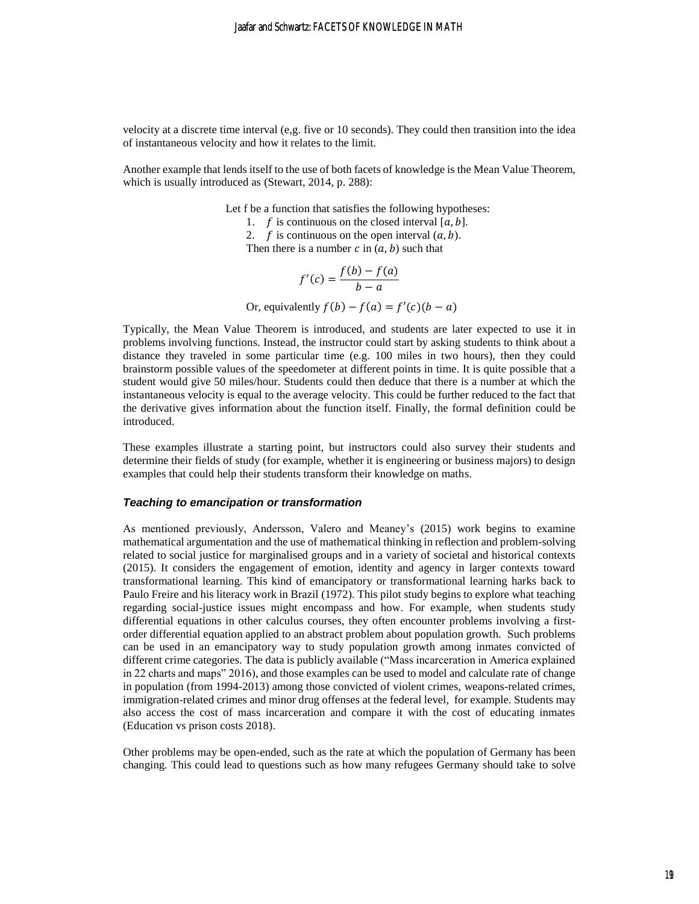velocity at a discrete time interval (e,g. five or 10 seconds). They could then transition into the idea of instantaneous velocity and how it relates to the limit.

Another example that lends itself to the use of both facets of knowledge is the Mean Value Theorem, which is usually introduced as (Stewart, 2014, p. 288):

> Let f be a function that satisfies the following hypotheses:
>
> 1. $f$ is continuous on the closed interval $[a, b]$.
> 2. $f$ is continuous on the open interval $(a, b)$.
>
> Then there is a number $c$ in $(a, b)$ such that
>
> $$f'(c) = \frac{f(b) - f(a)}{b - a}$$
>
> Or, equivalently $f(b) - f(a) = f'(c)(b - a)$

Typically, the Mean Value Theorem is introduced, and students are later expected to use it in problems involving functions. Instead, the instructor could start by asking students to think about a distance they traveled in some particular time (e.g. 100 miles in two hours), then they could brainstorm possible values of the speedometer at different points in time. It is quite possible that a student would give 50 miles/hour. Students could then deduce that there is a number at which the instantaneous velocity is equal to the average velocity. This could be further reduced to the fact that the derivative gives information about the function itself. Finally, the formal definition could be introduced.

These examples illustrate a starting point, but instructors could also survey their students and determine their fields of study (for example, whether it is engineering or business majors) to design examples that could help their students transform their knowledge on maths.

### *Teaching to emancipation or transformation*

As mentioned previously, Andersson, Valero and Meaney's (2015) work begins to examine mathematical argumentation and the use of mathematical thinking in reflection and problem-solving related to social justice for marginalised groups and in a variety of societal and historical contexts (2015). It considers the engagement of emotion, identity and agency in larger contexts toward transformational learning. This kind of emancipatory or transformational learning harks back to Paulo Freire and his literacy work in Brazil (1972). This pilot study begins to explore what teaching regarding social-justice issues might encompass and how. For example, when students study differential equations in other calculus courses, they often encounter problems involving a first-order differential equation applied to an abstract problem about population growth. Such problems can be used in an emancipatory way to study population growth among inmates convicted of different crime categories. The data is publicly available ("Mass incarceration in America explained in 22 charts and maps" 2016), and those examples can be used to model and calculate rate of change in population (from 1994-2013) among those convicted of violent crimes, weapons-related crimes, immigration-related crimes and minor drug offenses at the federal level, for example. Students may also access the cost of mass incarceration and compare it with the cost of educating inmates (Education vs prison costs 2018).

Other problems may be open-ended, such as the rate at which the population of Germany has been changing. This could lead to questions such as how many refugees Germany should take to solve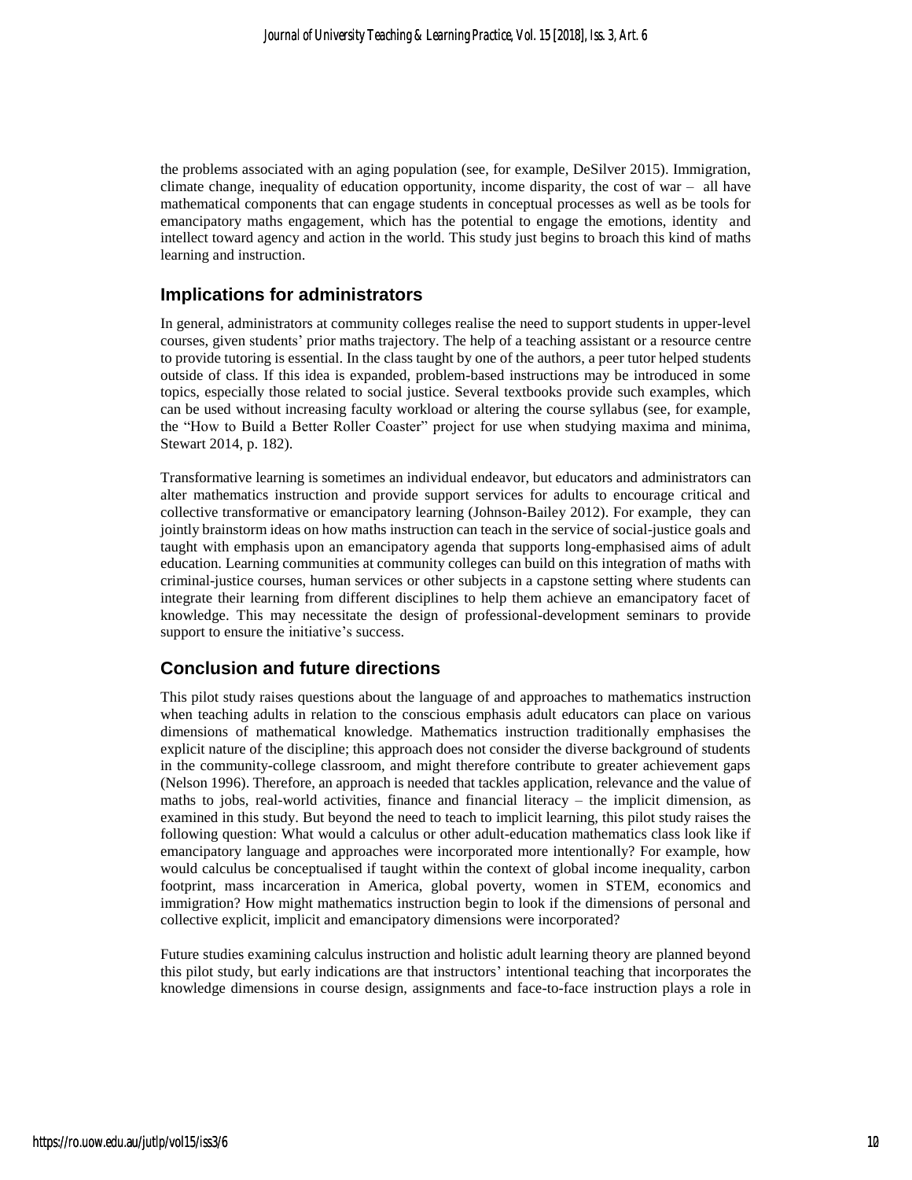the problems associated with an aging population (see, for example, DeSilver 2015). Immigration, climate change, inequality of education opportunity, income disparity, the cost of war – all have mathematical components that can engage students in conceptual processes as well as be tools for emancipatory maths engagement, which has the potential to engage the emotions, identity and intellect toward agency and action in the world. This study just begins to broach this kind of maths learning and instruction.

## Implications for administrators

In general, administrators at community colleges realise the need to support students in upper-level courses, given students' prior maths trajectory. The help of a teaching assistant or a resource centre to provide tutoring is essential. In the class taught by one of the authors, a peer tutor helped students outside of class. If this idea is expanded, problem-based instructions may be introduced in some topics, especially those related to social justice. Several textbooks provide such examples, which can be used without increasing faculty workload or altering the course syllabus (see, for example, the "How to Build a Better Roller Coaster" project for use when studying maxima and minima, Stewart 2014, p. 182).

Transformative learning is sometimes an individual endeavor, but educators and administrators can alter mathematics instruction and provide support services for adults to encourage critical and collective transformative or emancipatory learning (Johnson-Bailey 2012). For example, they can jointly brainstorm ideas on how maths instruction can teach in the service of social-justice goals and taught with emphasis upon an emancipatory agenda that supports long-emphasised aims of adult education. Learning communities at community colleges can build on this integration of maths with criminal-justice courses, human services or other subjects in a capstone setting where students can integrate their learning from different disciplines to help them achieve an emancipatory facet of knowledge. This may necessitate the design of professional-development seminars to provide support to ensure the initiative's success.

## Conclusion and future directions

This pilot study raises questions about the language of and approaches to mathematics instruction when teaching adults in relation to the conscious emphasis adult educators can place on various dimensions of mathematical knowledge. Mathematics instruction traditionally emphasises the explicit nature of the discipline; this approach does not consider the diverse background of students in the community-college classroom, and might therefore contribute to greater achievement gaps (Nelson 1996). Therefore, an approach is needed that tackles application, relevance and the value of maths to jobs, real-world activities, finance and financial literacy – the implicit dimension, as examined in this study. But beyond the need to teach to implicit learning, this pilot study raises the following question: What would a calculus or other adult-education mathematics class look like if emancipatory language and approaches were incorporated more intentionally? For example, how would calculus be conceptualised if taught within the context of global income inequality, carbon footprint, mass incarceration in America, global poverty, women in STEM, economics and immigration? How might mathematics instruction begin to look if the dimensions of personal and collective explicit, implicit and emancipatory dimensions were incorporated?

Future studies examining calculus instruction and holistic adult learning theory are planned beyond this pilot study, but early indications are that instructors' intentional teaching that incorporates the knowledge dimensions in course design, assignments and face-to-face instruction plays a role in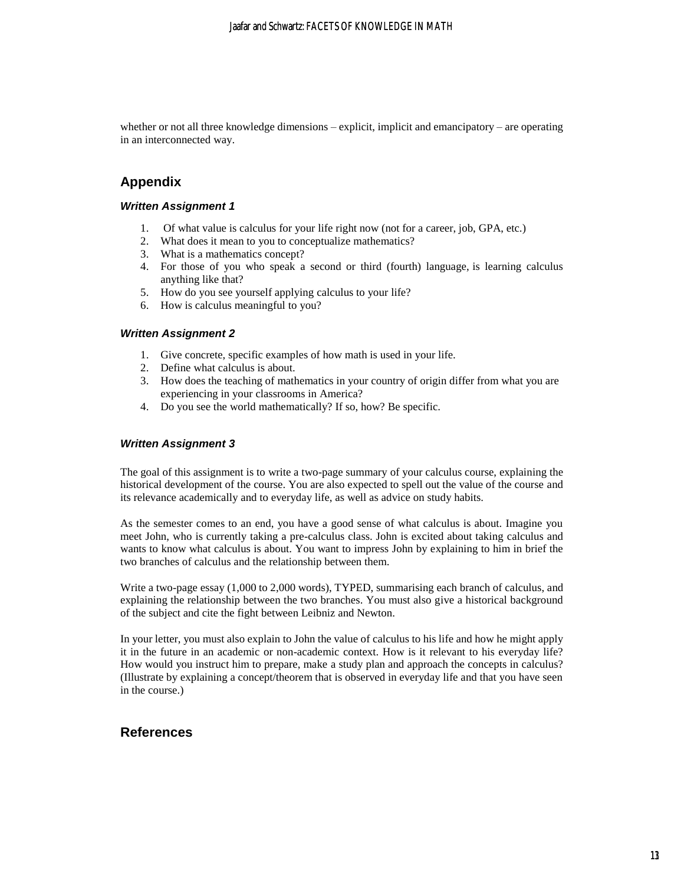whether or not all three knowledge dimensions – explicit, implicit and emancipatory – are operating in an interconnected way.

## Appendix

### *Written Assignment 1*

1. Of what value is calculus for your life right now (not for a career, job, GPA, etc.)
2. What does it mean to you to conceptualize mathematics?
3. What is a mathematics concept?
4. For those of you who speak a second or third (fourth) language, is learning calculus anything like that?
5. How do you see yourself applying calculus to your life?
6. How is calculus meaningful to you?

### *Written Assignment 2*

1. Give concrete, specific examples of how math is used in your life.
2. Define what calculus is about.
3. How does the teaching of mathematics in your country of origin differ from what you are experiencing in your classrooms in America?
4. Do you see the world mathematically? If so, how? Be specific.

### *Written Assignment 3*

The goal of this assignment is to write a two-page summary of your calculus course, explaining the historical development of the course. You are also expected to spell out the value of the course and its relevance academically and to everyday life, as well as advice on study habits.

As the semester comes to an end, you have a good sense of what calculus is about. Imagine you meet John, who is currently taking a pre-calculus class. John is excited about taking calculus and wants to know what calculus is about. You want to impress John by explaining to him in brief the two branches of calculus and the relationship between them.

Write a two-page essay (1,000 to 2,000 words), TYPED, summarising each branch of calculus, and explaining the relationship between the two branches. You must also give a historical background of the subject and cite the fight between Leibniz and Newton.

In your letter, you must also explain to John the value of calculus to his life and how he might apply it in the future in an academic or non-academic context. How is it relevant to his everyday life? How would you instruct him to prepare, make a study plan and approach the concepts in calculus? (Illustrate by explaining a concept/theorem that is observed in everyday life and that you have seen in the course.)

## References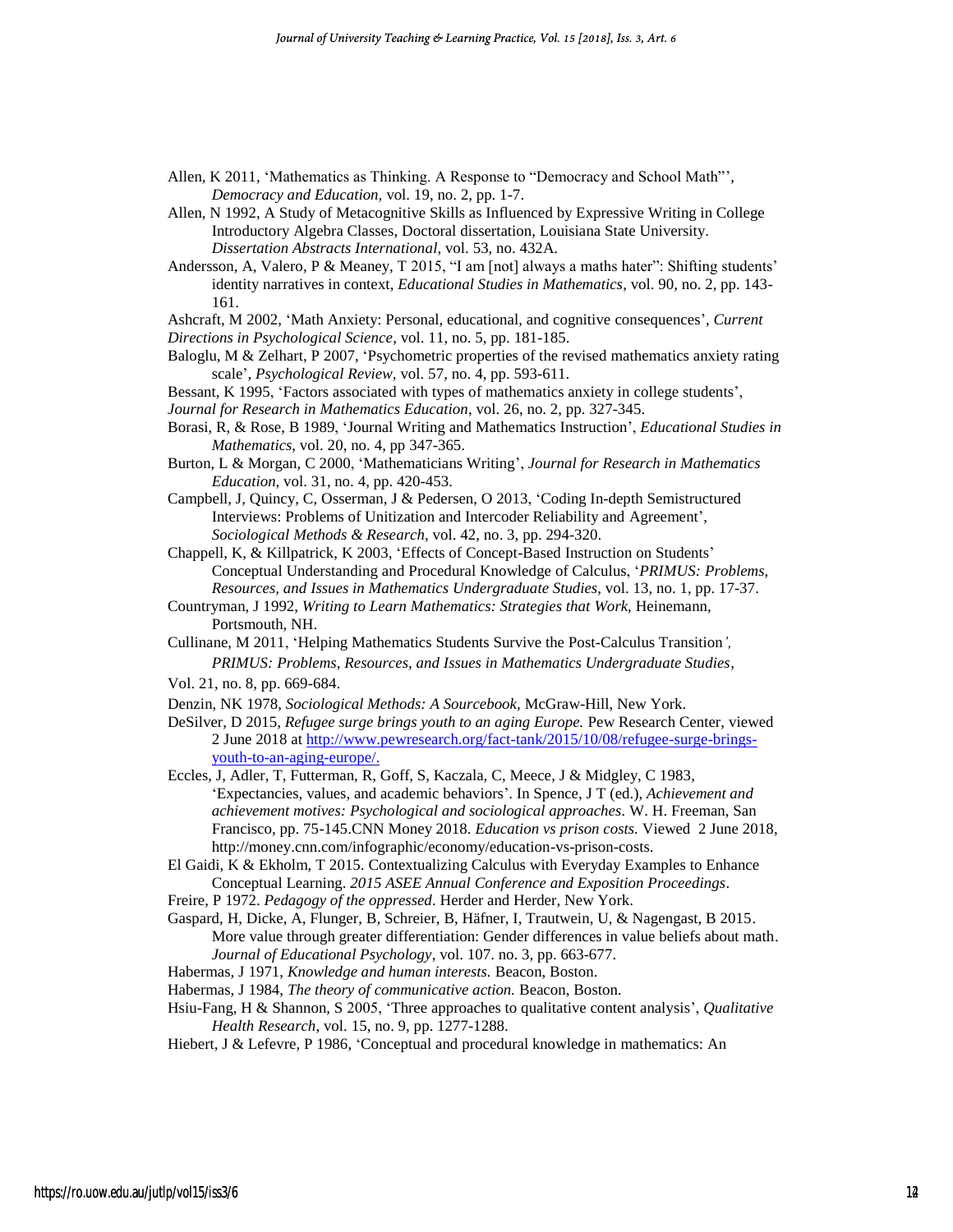Allen, K 2011, 'Mathematics as Thinking. A Response to "Democracy and School Math"', *Democracy and Education,* vol. 19, no. 2, pp. 1-7.

Allen, N 1992, A Study of Metacognitive Skills as Influenced by Expressive Writing in College Introductory Algebra Classes, Doctoral dissertation, Louisiana State University. *Dissertation Abstracts International*, vol. 53, no. 432A.

Andersson, A, Valero, P & Meaney, T 2015, "I am [not] always a maths hater": Shifting students' identity narratives in context, *Educational Studies in Mathematics*, vol. 90, no. 2, pp. 143-161.

Ashcraft, M 2002, 'Math Anxiety: Personal, educational, and cognitive consequences', *Current Directions in Psychological Science*, vol. 11, no. 5, pp. 181-185.

Baloglu, M & Zelhart, P 2007, 'Psychometric properties of the revised mathematics anxiety rating scale', *Psychological Review,* vol. 57, no. 4, pp. 593-611.

Bessant, K 1995, 'Factors associated with types of mathematics anxiety in college students', *Journal for Research in Mathematics Education*, vol. 26, no. 2, pp. 327-345.

Borasi, R, & Rose, B 1989, 'Journal Writing and Mathematics Instruction', *Educational Studies in Mathematics*, vol. 20, no. 4, pp 347-365.

Burton, L & Morgan, C 2000, 'Mathematicians Writing', *Journal for Research in Mathematics Education*, vol. 31, no. 4, pp. 420-453.

Campbell, J, Quincy, C, Osserman, J & Pedersen, O 2013, 'Coding In-depth Semistructured Interviews: Problems of Unitization and Intercoder Reliability and Agreement', *Sociological Methods & Research*, vol. 42, no. 3, pp. 294-320.

Chappell, K, & Killpatrick, K 2003, 'Effects of Concept-Based Instruction on Students' Conceptual Understanding and Procedural Knowledge of Calculus, '*PRIMUS: Problems, Resources, and Issues in Mathematics Undergraduate Studies*, vol. 13, no. 1, pp. 17-37.

Countryman, J 1992, *Writing to Learn Mathematics: Strategies that Work*, Heinemann, Portsmouth, NH.

Cullinane, M 2011, 'Helping Mathematics Students Survive the Post-Calculus Transition*',* *PRIMUS: Problems, Resources, and Issues in Mathematics Undergraduate Studies*, Vol. 21, no. 8, pp. 669-684.

Denzin, NK 1978, *Sociological Methods: A Sourcebook*, McGraw-Hill, New York.

DeSilver, D 2015, *Refugee surge brings youth to an aging Europe.* Pew Research Center, viewed 2 June 2018 at http://www.pewresearch.org/fact-tank/2015/10/08/refugee-surge-brings-youth-to-an-aging-europe/.

Eccles, J, Adler, T, Futterman, R, Goff, S, Kaczala, C, Meece, J & Midgley, C 1983, 'Expectancies, values, and academic behaviors'. In Spence, J T (ed.), *Achievement and achievement motives: Psychological and sociological approaches*. W. H. Freeman, San Francisco, pp. 75-145.CNN Money 2018. *Education vs prison costs.* Viewed 2 June 2018, http://money.cnn.com/infographic/economy/education-vs-prison-costs.

El Gaidi, K & Ekholm, T 2015. Contextualizing Calculus with Everyday Examples to Enhance Conceptual Learning. *2015 ASEE Annual Conference and Exposition Proceedings*.

Freire, P 1972. *Pedagogy of the oppressed*. Herder and Herder, New York.

Gaspard, H, Dicke, A, Flunger, B, Schreier, B, Häfner, I, Trautwein, U, & Nagengast, B 2015. More value through greater differentiation: Gender differences in value beliefs about math. *Journal of Educational Psychology*, vol. 107. no. 3, pp. 663-677.

Habermas, J 1971, *Knowledge and human interests.* Beacon, Boston.

Habermas, J 1984, *The theory of communicative action.* Beacon, Boston.

Hsiu-Fang, H & Shannon, S 2005, 'Three approaches to qualitative content analysis', *Qualitative Health Research*, vol. 15, no. 9, pp. 1277-1288.

Hiebert, J & Lefevre, P 1986, 'Conceptual and procedural knowledge in mathematics: An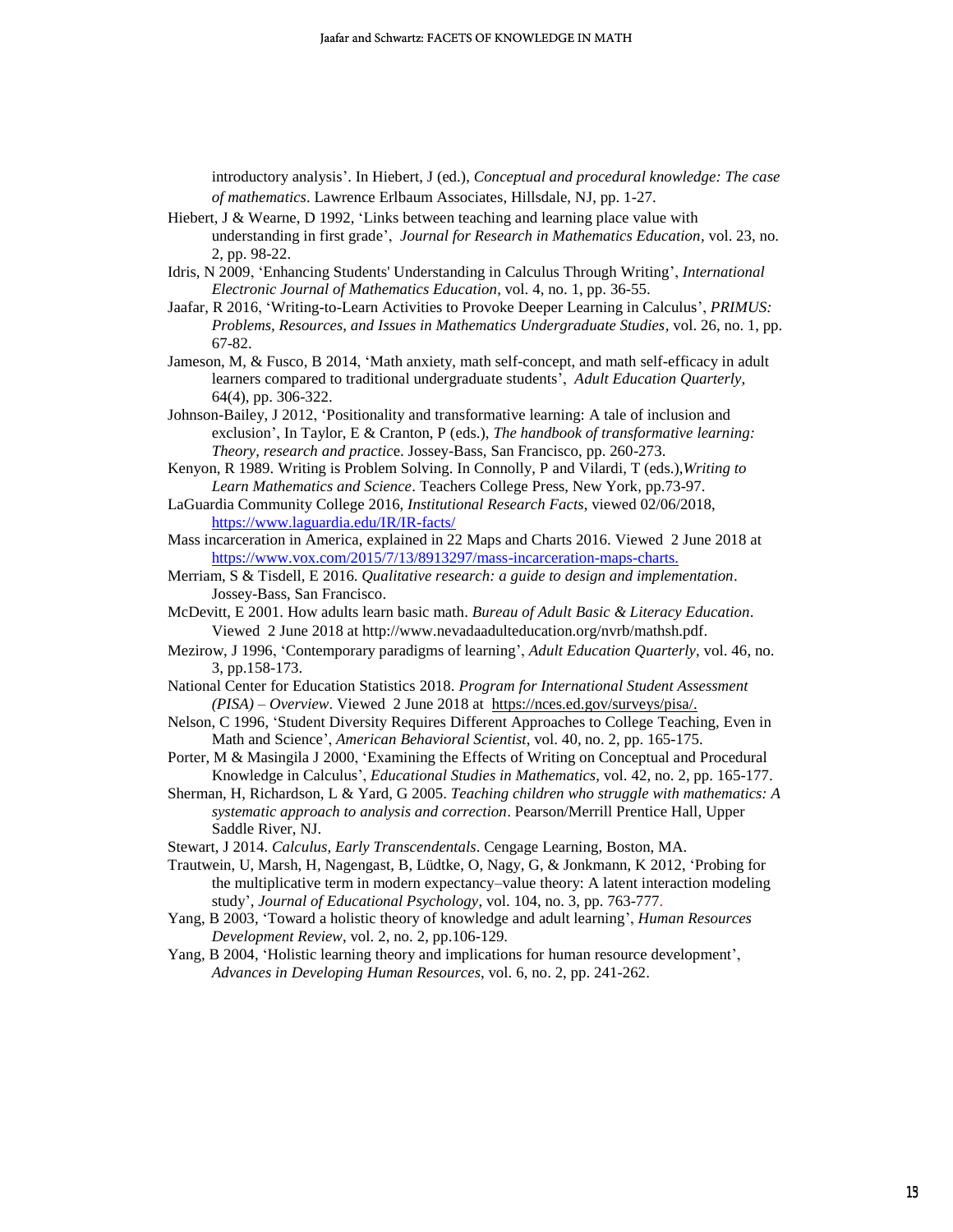introductory analysis'. In Hiebert, J (ed.), *Conceptual and procedural knowledge: The case of mathematics*. Lawrence Erlbaum Associates, Hillsdale, NJ, pp. 1-27.

Hiebert, J & Wearne, D 1992, 'Links between teaching and learning place value with understanding in first grade', *Journal for Research in Mathematics Education*, vol. 23, no. 2, pp. 98-22.

Idris, N 2009, 'Enhancing Students' Understanding in Calculus Through Writing', *International Electronic Journal of Mathematics Education*, vol. 4, no. 1, pp. 36-55.

Jaafar, R 2016, 'Writing-to-Learn Activities to Provoke Deeper Learning in Calculus', *PRIMUS: Problems, Resources, and Issues in Mathematics Undergraduate Studies*, vol. 26, no. 1, pp. 67-82.

Jameson, M, & Fusco, B 2014, 'Math anxiety, math self-concept, and math self-efficacy in adult learners compared to traditional undergraduate students', *Adult Education Quarterly*, 64(4), pp. 306-322.

Johnson-Bailey, J 2012, 'Positionality and transformative learning: A tale of inclusion and exclusion', In Taylor, E & Cranton, P (eds.), *The handbook of transformative learning: Theory, research and practice*. Jossey-Bass, San Francisco, pp. 260-273.

Kenyon, R 1989. Writing is Problem Solving. In Connolly, P and Vilardi, T (eds.),*Writing to Learn Mathematics and Science*. Teachers College Press, New York, pp.73-97.

LaGuardia Community College 2016, *Institutional Research Facts*, viewed 02/06/2018, https://www.laguardia.edu/IR/IR-facts/

Mass incarceration in America, explained in 22 Maps and Charts 2016. Viewed 2 June 2018 at https://www.vox.com/2015/7/13/8913297/mass-incarceration-maps-charts.

Merriam, S & Tisdell, E 2016. *Qualitative research: a guide to design and implementation*. Jossey-Bass, San Francisco.

McDevitt, E 2001. How adults learn basic math. *Bureau of Adult Basic & Literacy Education*. Viewed 2 June 2018 at http://www.nevadaadulteducation.org/nvrb/mathsh.pdf.

Mezirow, J 1996, 'Contemporary paradigms of learning', *Adult Education Quarterly*, vol. 46, no. 3, pp.158-173.

National Center for Education Statistics 2018. *Program for International Student Assessment (PISA) – Overview*. Viewed 2 June 2018 at https://nces.ed.gov/surveys/pisa/.

Nelson, C 1996, 'Student Diversity Requires Different Approaches to College Teaching, Even in Math and Science', *American Behavioral Scientist*, vol. 40, no. 2, pp. 165-175.

Porter, M & Masingila J 2000, 'Examining the Effects of Writing on Conceptual and Procedural Knowledge in Calculus', *Educational Studies in Mathematics*, vol. 42, no. 2, pp. 165-177.

Sherman, H, Richardson, L & Yard, G 2005. *Teaching children who struggle with mathematics: A systematic approach to analysis and correction*. Pearson/Merrill Prentice Hall, Upper Saddle River, NJ.

Stewart, J 2014. *Calculus, Early Transcendentals*. Cengage Learning, Boston, MA.

Trautwein, U, Marsh, H, Nagengast, B, Lüdtke, O, Nagy, G, & Jonkmann, K 2012, 'Probing for the multiplicative term in modern expectancy–value theory: A latent interaction modeling study', *Journal of Educational Psychology*, vol. 104, no. 3, pp. 763-777.

Yang, B 2003, 'Toward a holistic theory of knowledge and adult learning', *Human Resources Development Review*, vol. 2, no. 2, pp.106-129.

Yang, B 2004, 'Holistic learning theory and implications for human resource development', *Advances in Developing Human Resources*, vol. 6, no. 2, pp. 241-262.